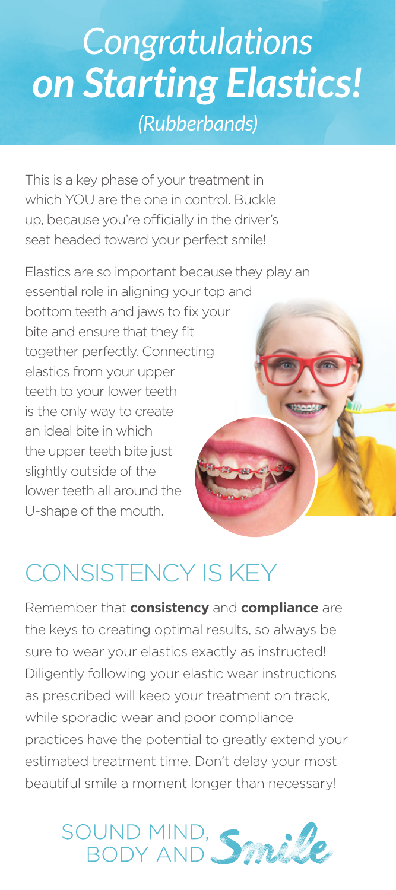# *Congratulations* ***on Starting Elastics!***

*(Rubberbands)*

This is a key phase of your treatment in which YOU are the one in control. Buckle up, because you're officially in the driver's seat headed toward your perfect smile!

Elastics are so important because they play an essential role in aligning your top and bottom teeth and jaws to fix your bite and ensure that they fit together perfectly. Connecting elastics from your upper teeth to your lower teeth is the only way to create an ideal bite in which the upper teeth bite just slightly outside of the lower teeth all around the U-shape of the mouth.

## CONSISTENCY IS KEY

Remember that **consistency** and **compliance** are the keys to creating optimal results, so always be sure to wear your elastics exactly as instructed! Diligently following your elastic wear instructions as prescribed will keep your treatment on track, while sporadic wear and poor compliance practices have the potential to greatly extend your estimated treatment time. Don't delay your most beautiful smile a moment longer than necessary!

SOUND MIND, BODY AND *Smile*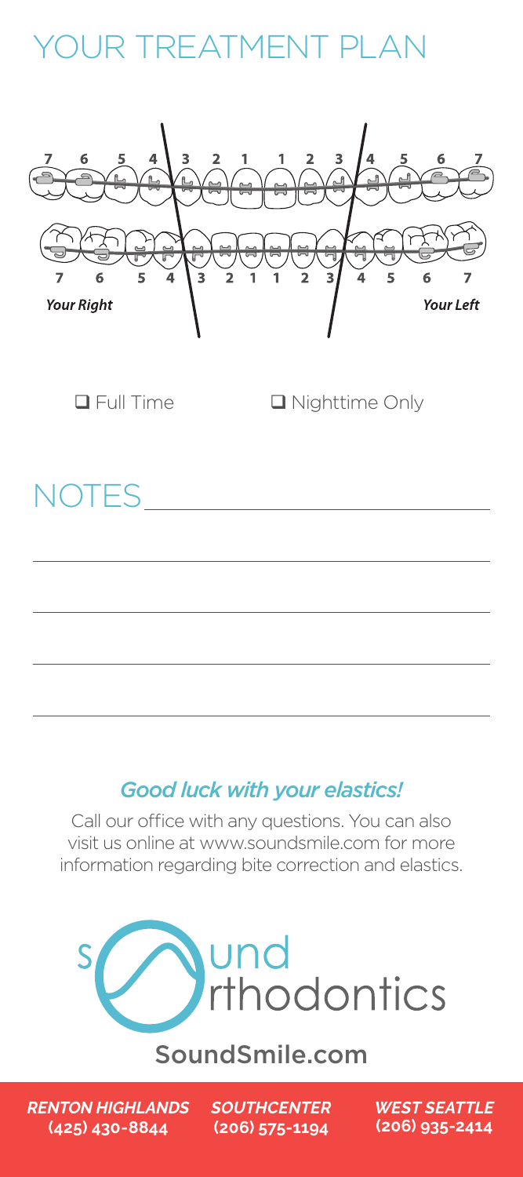# YOUR TREATMENT PLAN

7 6 5 4 3 2 1 1 2 3 4 5 6 7

7 6 5 4 3 2 1 1 2 3 4 5 6 7

*Your Right*

*Your Left*

❑ Full Time ❑ Nighttime Only

# NOTES

*Good luck with your elastics!*

Call our office with any questions. You can also visit us online at www.soundsmile.com for more information regarding bite correction and elastics.

Sound Orthodontics

SoundSmile.com

***RENTON HIGHLANDS*** **(425) 430-8844**

***SOUTHCENTER*** **(206) 575-1194**

***WEST SEATTLE*** **(206) 935-2414**